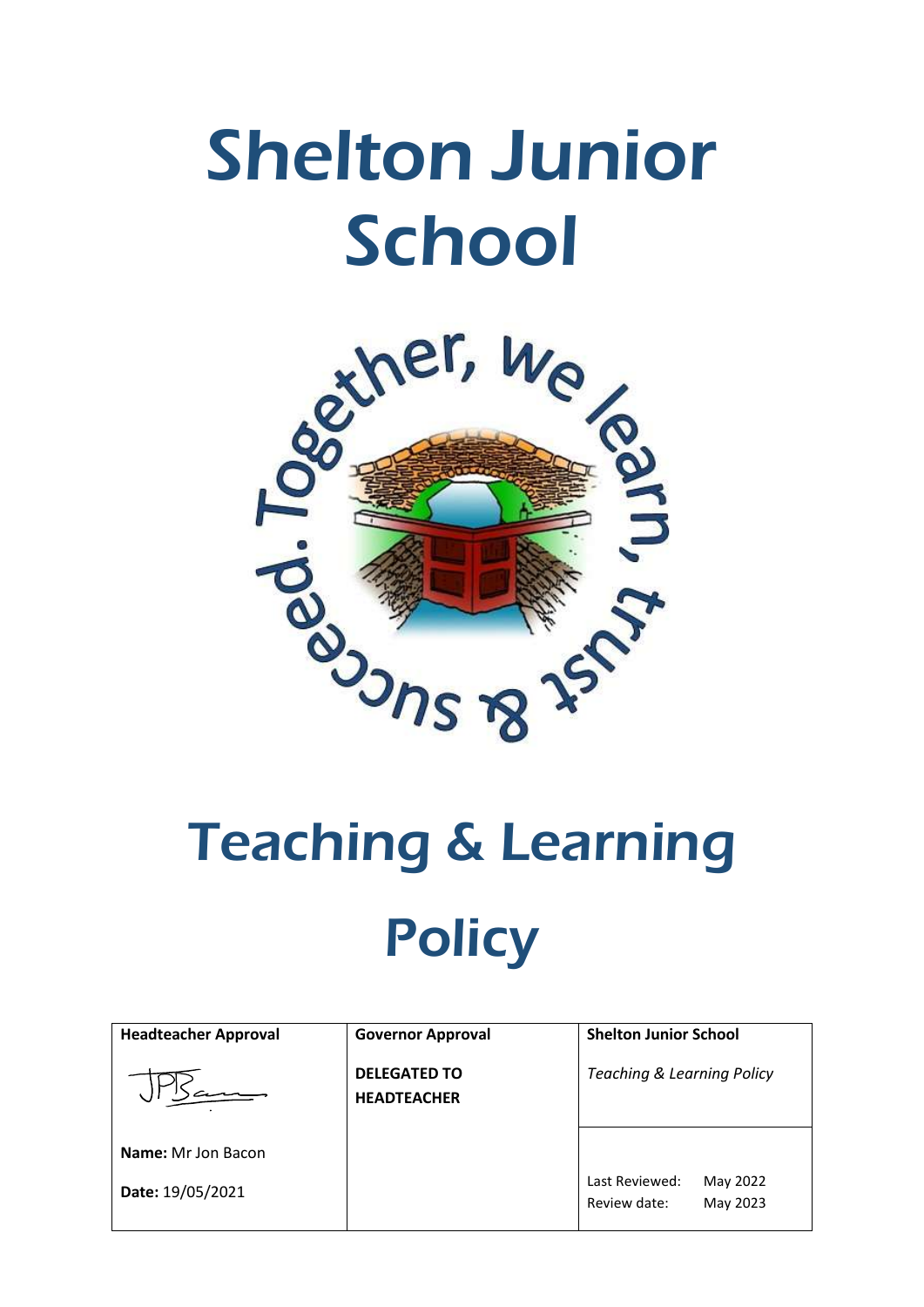# Shelton Junior School

Together, we learn, trust & succeed.

# Teaching & Learning Policy

| Headteacher Approval | Governor Approval | Shelton Junior School |
|---|---|---|
| | **DELEGATED TO HEADTEACHER** | *Teaching & Learning Policy* |
| **Name:** Mr Jon Bacon<br>**Date:** 19/05/2021 | | Last Reviewed: May 2022<br>Review date: May 2023 |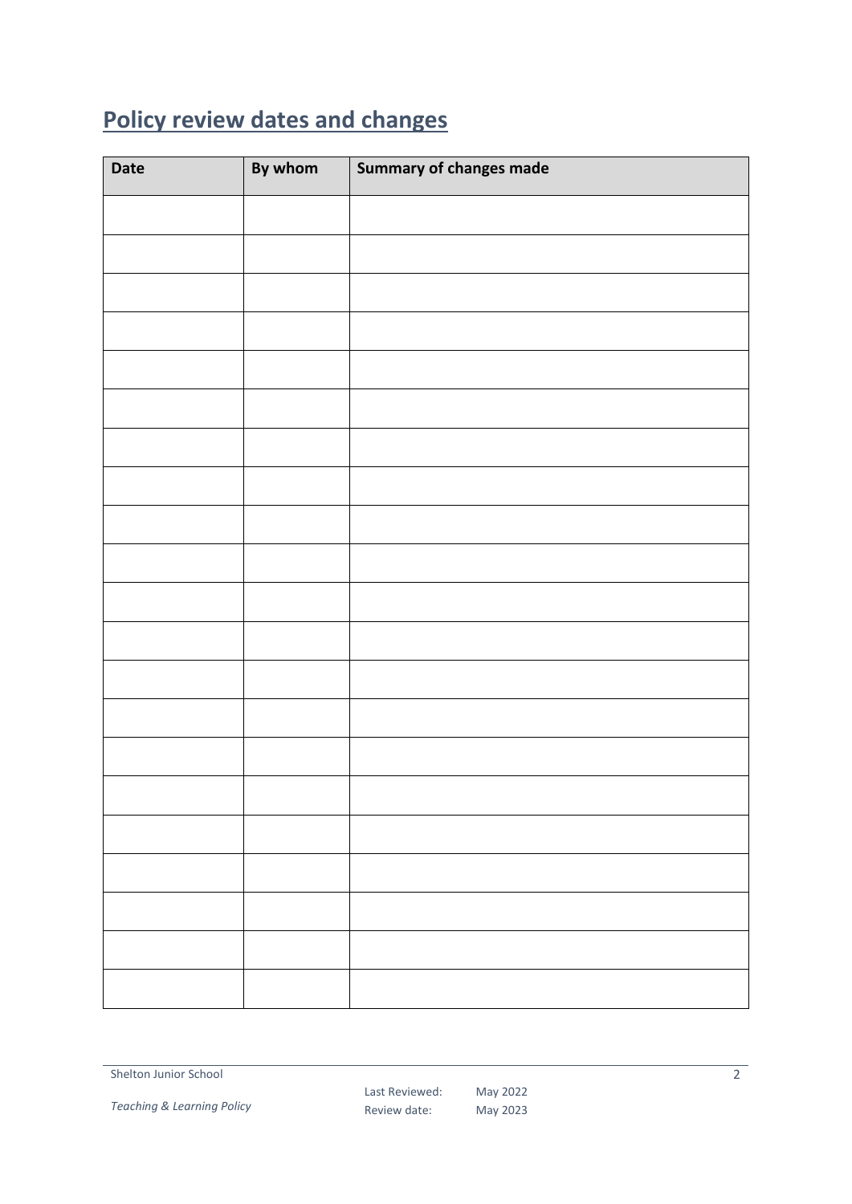## Policy review dates and changes

| Date | By whom | Summary of changes made |
|---|---|---|
| | | |
| | | |
| | | |
| | | |
| | | |
| | | |
| | | |
| | | |
| | | |
| | | |
| | | |
| | | |
| | | |
| | | |
| | | |
| | | |
| | | |
| | | |
| | | |
| | | |
| | | |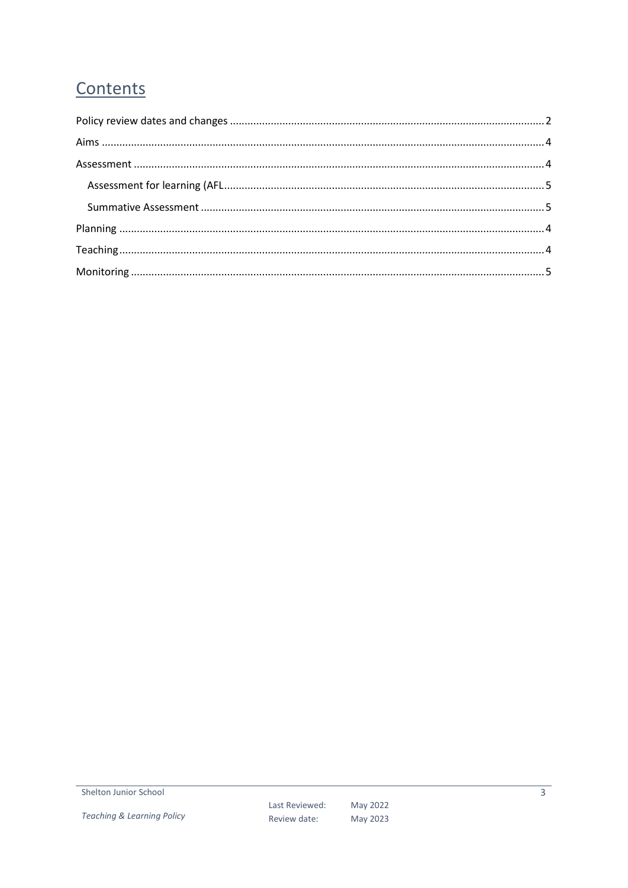# Contents

Policy review dates and changes ........................................................................................................... 2

Aims ...................................................................................................................................................... 4

Assessment ........................................................................................................................................... 4

- Assessment for learning (AFL ........................................................................................................... 5
- Summative Assessment .................................................................................................................... 5

Planning ................................................................................................................................................. 4

Teaching ................................................................................................................................................. 4

Monitoring ............................................................................................................................................. 5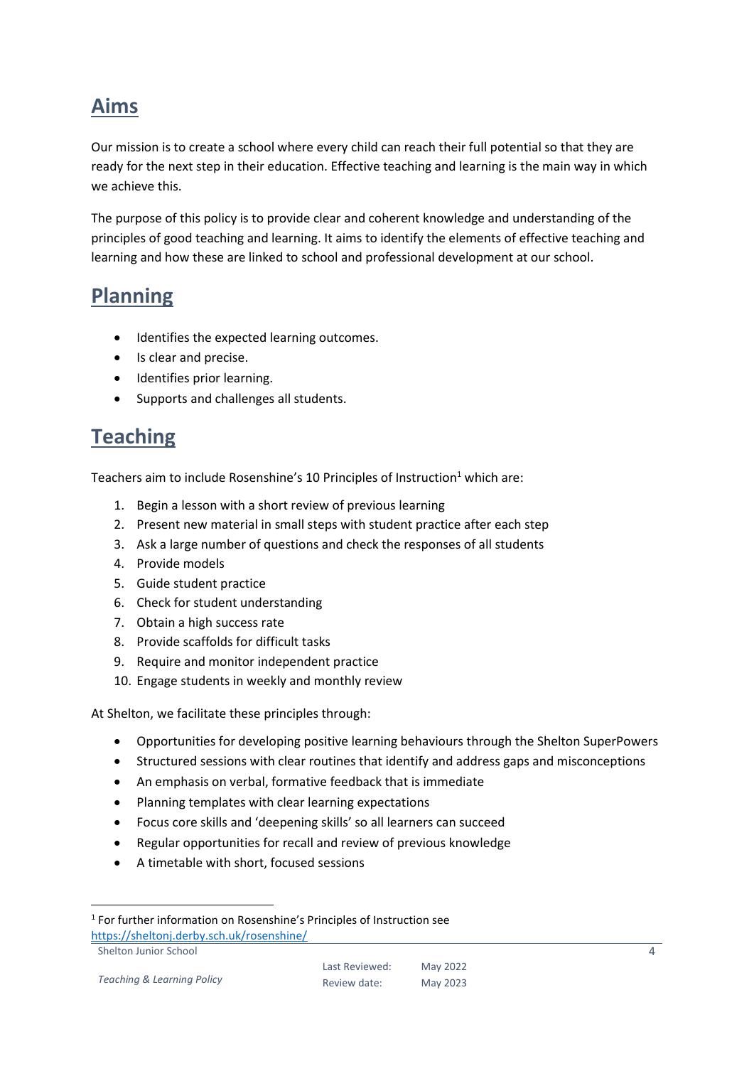## Aims

Our mission is to create a school where every child can reach their full potential so that they are ready for the next step in their education. Effective teaching and learning is the main way in which we achieve this.

The purpose of this policy is to provide clear and coherent knowledge and understanding of the principles of good teaching and learning. It aims to identify the elements of effective teaching and learning and how these are linked to school and professional development at our school.

## Planning

- Identifies the expected learning outcomes.
- Is clear and precise.
- Identifies prior learning.
- Supports and challenges all students.

## Teaching

Teachers aim to include Rosenshine's 10 Principles of Instruction[1] which are:

1. Begin a lesson with a short review of previous learning
2. Present new material in small steps with student practice after each step
3. Ask a large number of questions and check the responses of all students
4. Provide models
5. Guide student practice
6. Check for student understanding
7. Obtain a high success rate
8. Provide scaffolds for difficult tasks
9. Require and monitor independent practice
10. Engage students in weekly and monthly review

At Shelton, we facilitate these principles through:

- Opportunities for developing positive learning behaviours through the Shelton SuperPowers
- Structured sessions with clear routines that identify and address gaps and misconceptions
- An emphasis on verbal, formative feedback that is immediate
- Planning templates with clear learning expectations
- Focus core skills and 'deepening skills' so all learners can succeed
- Regular opportunities for recall and review of previous knowledge
- A timetable with short, focused sessions

[1] For further information on Rosenshine's Principles of Instruction see https://sheltonj.derby.sch.uk/rosenshine/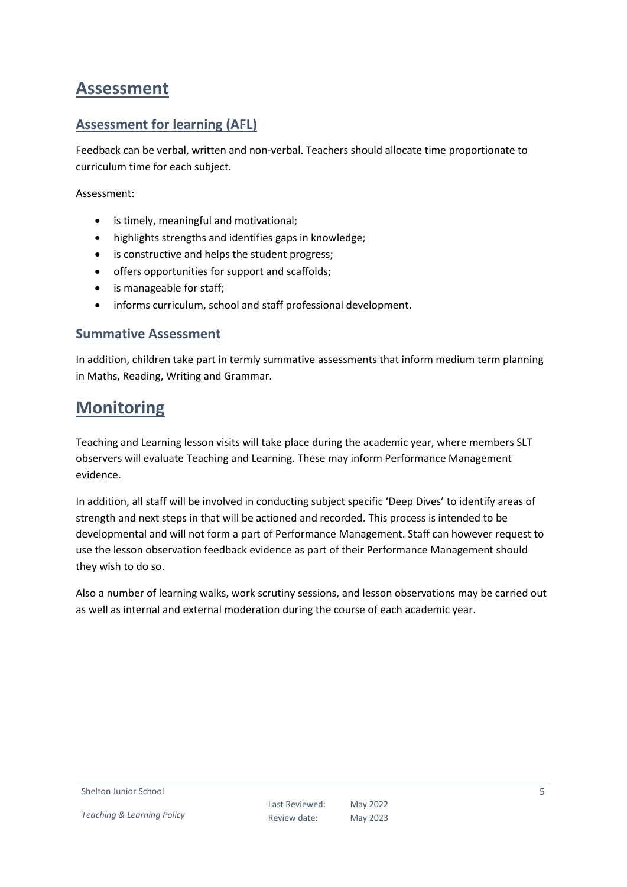# Assessment

## Assessment for learning (AFL)

Feedback can be verbal, written and non-verbal. Teachers should allocate time proportionate to curriculum time for each subject.

Assessment:

- is timely, meaningful and motivational;
- highlights strengths and identifies gaps in knowledge;
- is constructive and helps the student progress;
- offers opportunities for support and scaffolds;
- is manageable for staff;
- informs curriculum, school and staff professional development.

## Summative Assessment

In addition, children take part in termly summative assessments that inform medium term planning in Maths, Reading, Writing and Grammar.

# Monitoring

Teaching and Learning lesson visits will take place during the academic year, where members SLT observers will evaluate Teaching and Learning. These may inform Performance Management evidence.

In addition, all staff will be involved in conducting subject specific 'Deep Dives' to identify areas of strength and next steps in that will be actioned and recorded. This process is intended to be developmental and will not form a part of Performance Management. Staff can however request to use the lesson observation feedback evidence as part of their Performance Management should they wish to do so.

Also a number of learning walks, work scrutiny sessions, and lesson observations may be carried out as well as internal and external moderation during the course of each academic year.